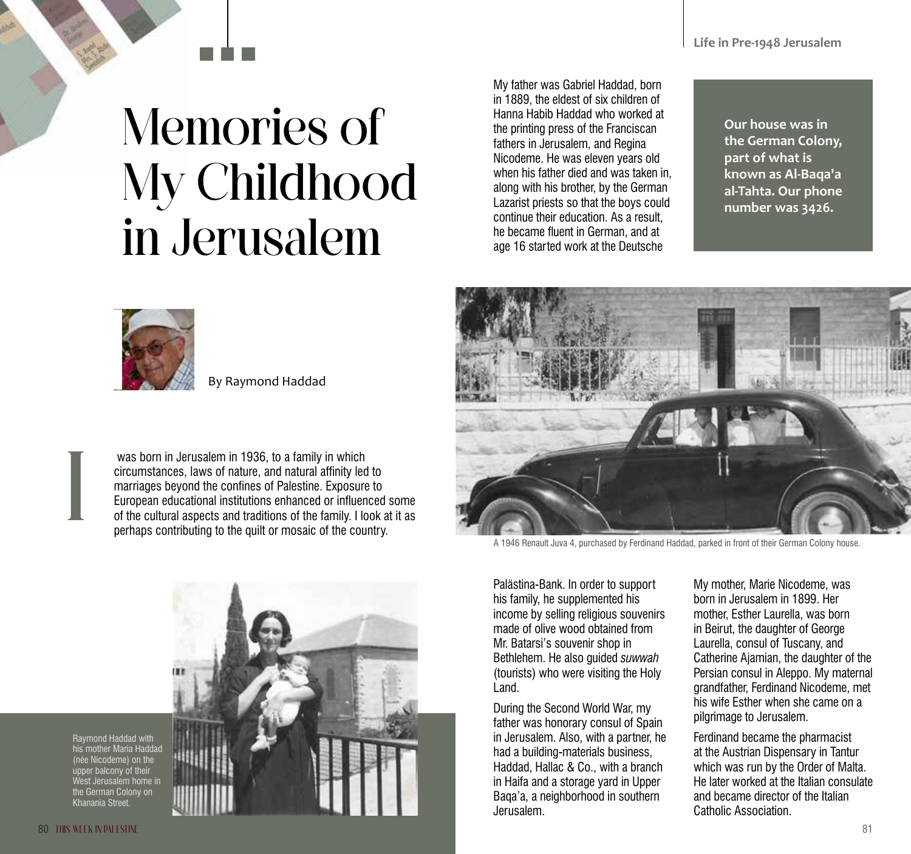# Memories of My Childhood in Jerusalem

By Raymond Haddad

I was born in Jerusalem in 1936, to a family in which circumstances, laws of nature, and natural affinity led to marriages beyond the confines of Palestine. Exposure to European educational institutions enhanced or influenced some of the cultural aspects and traditions of the family. I look at it as perhaps contributing to the quilt or mosaic of the country.

Raymond Haddad with his mother Maria Haddad (née Nicodeme) on the upper balcony of their West Jerusalem home in the German Colony on Khanania Street.

My father was Gabriel Haddad, born in 1889, the eldest of six children of Hanna Habib Haddad who worked at the printing press of the Franciscan fathers in Jerusalem, and Regina Nicodeme. He was eleven years old when his father died and was taken in, along with his brother, by the German Lazarist priests so that the boys could continue their education. As a result, he became fluent in German, and at age 16 started work at the Deutsche Palästina-Bank. In order to support his family, he supplemented his income by selling religious souvenirs made of olive wood obtained from Mr. Batarsi's souvenir shop in Bethlehem. He also guided *suwwah* (tourists) who were visiting the Holy Land.

**Our house was in the German Colony, part of what is known as Al-Baqa'a al-Tahta. Our phone number was 3426.**

A 1946 Renault Juva 4, purchased by Ferdinand Haddad, parked in front of their German Colony house.

During the Second World War, my father was honorary consul of Spain in Jerusalem. Also, with a partner, he had a building-materials business, Haddad, Hallac & Co., with a branch in Haifa and a storage yard in Upper Baqa'a, a neighborhood in southern Jerusalem.

My mother, Marie Nicodeme, was born in Jerusalem in 1899. Her mother, Esther Laurella, was born in Beirut, the daughter of George Laurella, consul of Tuscany, and Catherine Ajamian, the daughter of the Persian consul in Aleppo. My maternal grandfather, Ferdinand Nicodeme, met his wife Esther when she came on a pilgrimage to Jerusalem.

Ferdinand became the pharmacist at the Austrian Dispensary in Tantur which was run by the Order of Malta. He later worked at the Italian consulate and became director of the Italian Catholic Association.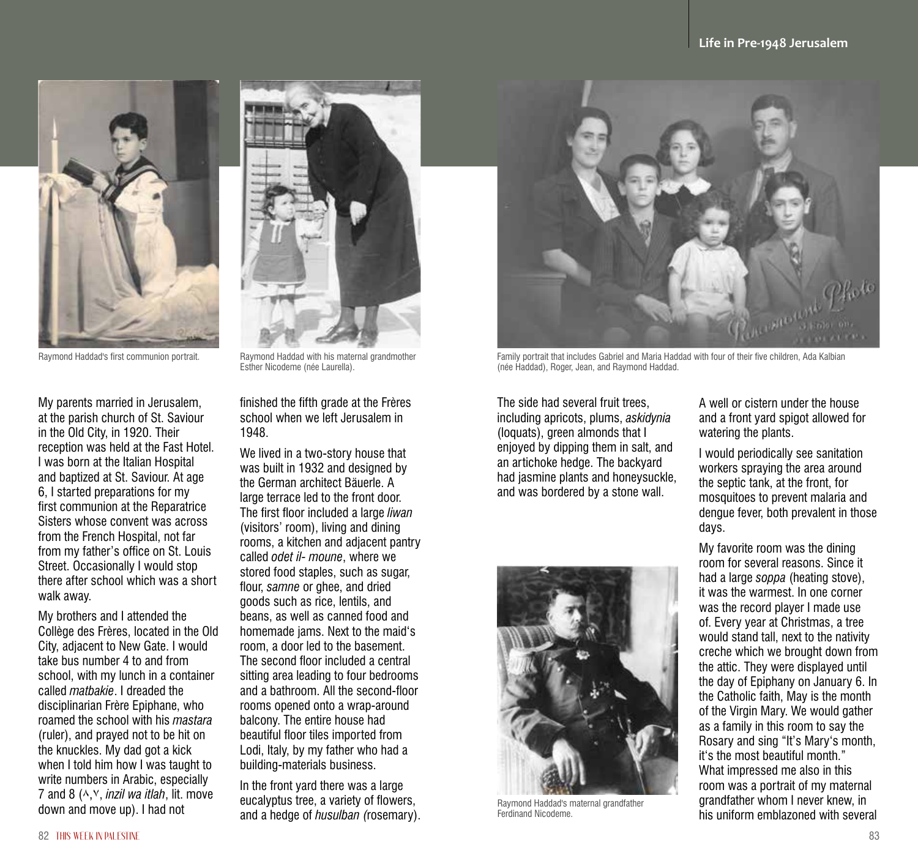Raymond Haddad's first communion portrait.

Raymond Haddad with his maternal grandmother Esther Nicodeme (née Laurella).

Family portrait that includes Gabriel and Maria Haddad with four of their five children, Ada Kalbian (née Haddad), Roger, Jean, and Raymond Haddad.

My parents married in Jerusalem, at the parish church of St. Saviour in the Old City, in 1920. Their reception was held at the Fast Hotel. I was born at the Italian Hospital and baptized at St. Saviour. At age 6, I started preparations for my first communion at the Reparatrice Sisters whose convent was across from the French Hospital, not far from my father's office on St. Louis Street. Occasionally I would stop there after school which was a short walk away.

My brothers and I attended the Collège des Frères, located in the Old City, adjacent to New Gate. I would take bus number 4 to and from school, with my lunch in a container called *matbakie*. I dreaded the disciplinarian Frère Epiphane, who roamed the school with his *mastara* (ruler), and prayed not to be hit on the knuckles. My dad got a kick when I told him how I was taught to write numbers in Arabic, especially 7 and 8 (٧,٨, *inzil wa itlah*, lit. move down and move up). I had not finished the fifth grade at the Frères school when we left Jerusalem in 1948.

We lived in a two-story house that was built in 1932 and designed by the German architect Bäuerle. A large terrace led to the front door. The first floor included a large *liwan* (visitors' room), living and dining rooms, a kitchen and adjacent pantry called *odet il- moune*, where we stored food staples, such as sugar, flour, *samne* or ghee, and dried goods such as rice, lentils, and beans, as well as canned food and homemade jams. Next to the maid's room, a door led to the basement. The second floor included a central sitting area leading to four bedrooms and a bathroom. All the second-floor rooms opened onto a wrap-around balcony. The entire house had beautiful floor tiles imported from Lodi, Italy, by my father who had a building-materials business.

In the front yard there was a large eucalyptus tree, a variety of flowers, and a hedge of *husulban (*rosemary). The side had several fruit trees, including apricots, plums, *askidynia* (loquats), green almonds that I enjoyed by dipping them in salt, and an artichoke hedge. The backyard had jasmine plants and honeysuckle, and was bordered by a stone wall.

Raymond Haddad's maternal grandfather Ferdinand Nicodeme.

A well or cistern under the house and a front yard spigot allowed for watering the plants.

I would periodically see sanitation workers spraying the area around the septic tank, at the front, for mosquitoes to prevent malaria and dengue fever, both prevalent in those days.

My favorite room was the dining room for several reasons. Since it had a large *soppa* (heating stove), it was the warmest. In one corner was the record player I made use of. Every year at Christmas, a tree would stand tall, next to the nativity creche which we brought down from the attic. They were displayed until the day of Epiphany on January 6. In the Catholic faith, May is the month of the Virgin Mary. We would gather as a family in this room to say the Rosary and sing "It's Mary's month, it's the most beautiful month." What impressed me also in this room was a portrait of my maternal grandfather whom I never knew, in his uniform emblazoned with several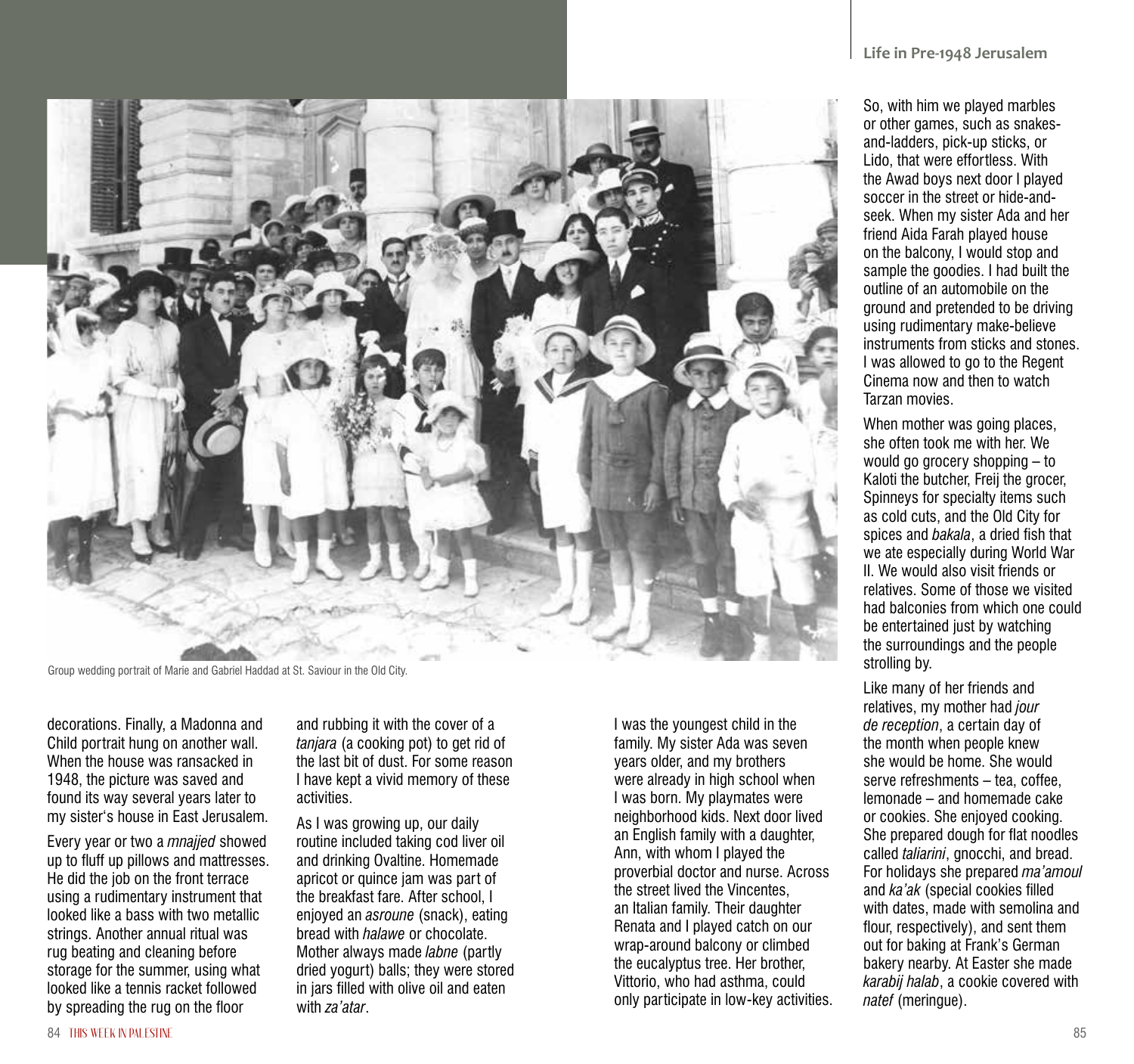Group wedding portrait of Marie and Gabriel Haddad at St. Saviour in the Old City.

decorations. Finally, a Madonna and Child portrait hung on another wall. When the house was ransacked in 1948, the picture was saved and found its way several years later to my sister's house in East Jerusalem.

Every year or two a *mnajjed* showed up to fluff up pillows and mattresses. He did the job on the front terrace using a rudimentary instrument that looked like a bass with two metallic strings. Another annual ritual was rug beating and cleaning before storage for the summer, using what looked like a tennis racket followed by spreading the rug on the floor and rubbing it with the cover of a *tanjara* (a cooking pot) to get rid of the last bit of dust. For some reason I have kept a vivid memory of these activities.

As I was growing up, our daily routine included taking cod liver oil and drinking Ovaltine. Homemade apricot or quince jam was part of the breakfast fare. After school, I enjoyed an *asroune* (snack), eating bread with *halawe* or chocolate. Mother always made *labne* (partly dried yogurt) balls; they were stored in jars filled with olive oil and eaten with *za'atar*.

I was the youngest child in the family. My sister Ada was seven years older, and my brothers were already in high school when I was born. My playmates were neighborhood kids. Next door lived an English family with a daughter, Ann, with whom I played the proverbial doctor and nurse. Across the street lived the Vincentes, an Italian family. Their daughter Renata and I played catch on our wrap-around balcony or climbed the eucalyptus tree. Her brother, Vittorio, who had asthma, could only participate in low-key activities. So, with him we played marbles or other games, such as snakes-and-ladders, pick-up sticks, or Lido, that were effortless. With the Awad boys next door I played soccer in the street or hide-and-seek. When my sister Ada and her friend Aida Farah played house on the balcony, I would stop and sample the goodies. I had built the outline of an automobile on the ground and pretended to be driving using rudimentary make-believe instruments from sticks and stones. I was allowed to go to the Regent Cinema now and then to watch Tarzan movies.

When mother was going places, she often took me with her. We would go grocery shopping – to Kaloti the butcher, Freij the grocer, Spinneys for specialty items such as cold cuts, and the Old City for spices and *bakala*, a dried fish that we ate especially during World War II. We would also visit friends or relatives. Some of those we visited had balconies from which one could be entertained just by watching the surroundings and the people strolling by.

Like many of her friends and relatives, my mother had *jour de reception*, a certain day of the month when people knew she would be home. She would serve refreshments – tea, coffee, lemonade – and homemade cake or cookies. She enjoyed cooking. She prepared dough for flat noodles called *taliarini*, gnocchi, and bread. For holidays she prepared *ma'amoul* and *ka'ak* (special cookies filled with dates, made with semolina and flour, respectively), and sent them out for baking at Frank's German bakery nearby. At Easter she made *karabij halab*, a cookie covered with *natef* (meringue).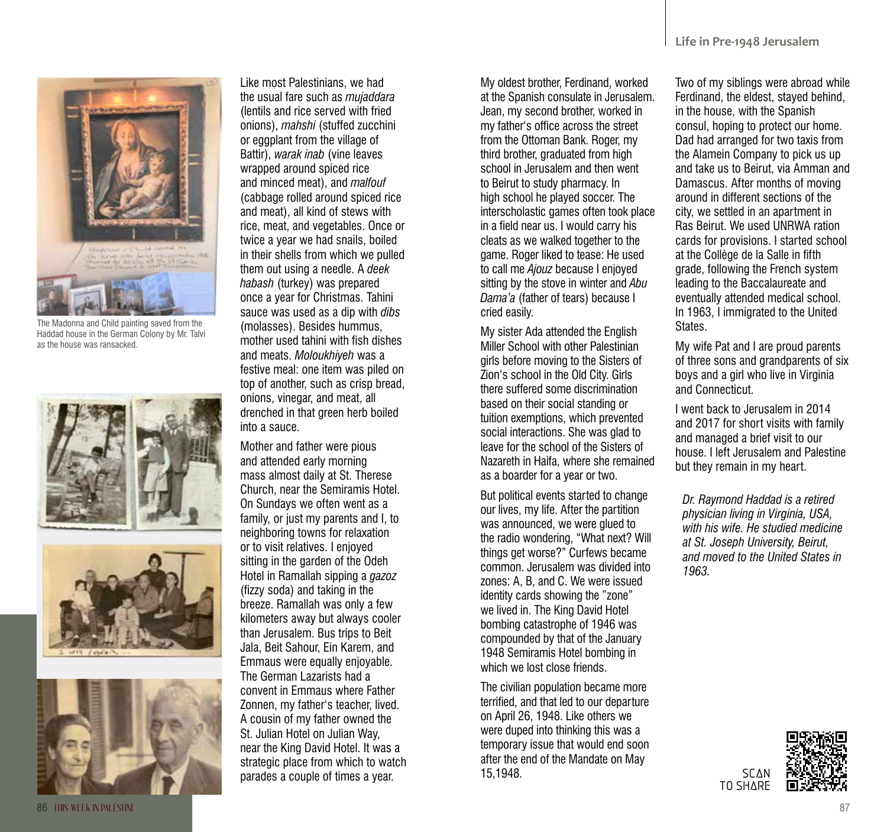The Madonna and Child painting saved from the Haddad house in the German Colony by Mr. Talvi as the house was ransacked.

Like most Palestinians, we had the usual fare such as *mujaddara* (lentils and rice served with fried onions), *mahshi* (stuffed zucchini or eggplant from the village of Battir), *warak inab* (vine leaves wrapped around spiced rice and minced meat), and *malfouf* (cabbage rolled around spiced rice and meat), all kind of stews with rice, meat, and vegetables. Once or twice a year we had snails, boiled in their shells from which we pulled them out using a needle. A *deek habash* (turkey) was prepared once a year for Christmas. Tahini sauce was used as a dip with *dibs* (molasses). Besides hummus, mother used tahini with fish dishes and meats. *Moloukhiyeh* was a festive meal: one item was piled on top of another, such as crisp bread, onions, vinegar, and meat, all drenched in that green herb boiled into a sauce.

Mother and father were pious and attended early morning mass almost daily at St. Therese Church, near the Semiramis Hotel. On Sundays we often went as a family, or just my parents and I, to neighboring towns for relaxation or to visit relatives. I enjoyed sitting in the garden of the Odeh Hotel in Ramallah sipping a *gazoz* (fizzy soda) and taking in the breeze. Ramallah was only a few kilometers away but always cooler than Jerusalem. Bus trips to Beit Jala, Beit Sahour, Ein Karem, and Emmaus were equally enjoyable. The German Lazarists had a convent in Emmaus where Father Zonnen, my father's teacher, lived. A cousin of my father owned the St. Julian Hotel on Julian Way, near the King David Hotel. It was a strategic place from which to watch parades a couple of times a year.

My oldest brother, Ferdinand, worked at the Spanish consulate in Jerusalem. Jean, my second brother, worked in my father's office across the street from the Ottoman Bank. Roger, my third brother, graduated from high school in Jerusalem and then went to Beirut to study pharmacy. In high school he played soccer. The interscholastic games often took place in a field near us. I would carry his cleats as we walked together to the game. Roger liked to tease: He used to call me *Ajouz* because I enjoyed sitting by the stove in winter and *Abu Dama'a* (father of tears) because I cried easily.

My sister Ada attended the English Miller School with other Palestinian girls before moving to the Sisters of Zion's school in the Old City. Girls there suffered some discrimination based on their social standing or tuition exemptions, which prevented social interactions. She was glad to leave for the school of the Sisters of Nazareth in Haifa, where she remained as a boarder for a year or two.

But political events started to change our lives, my life. After the partition was announced, we were glued to the radio wondering, "What next? Will things get worse?" Curfews became common. Jerusalem was divided into zones: A, B, and C. We were issued identity cards showing the "zone" we lived in. The King David Hotel bombing catastrophe of 1946 was compounded by that of the January 1948 Semiramis Hotel bombing in which we lost close friends.

The civilian population became more terrified, and that led to our departure on April 26, 1948. Like others we were duped into thinking this was a temporary issue that would end soon after the end of the Mandate on May 15,1948.

Two of my siblings were abroad while Ferdinand, the eldest, stayed behind, in the house, with the Spanish consul, hoping to protect our home. Dad had arranged for two taxis from the Alamein Company to pick us up and take us to Beirut, via Amman and Damascus. After months of moving around in different sections of the city, we settled in an apartment in Ras Beirut. We used UNRWA ration cards for provisions. I started school at the Collège de la Salle in fifth grade, following the French system leading to the Baccalaureate and eventually attended medical school. In 1963, I immigrated to the United States.

My wife Pat and I are proud parents of three sons and grandparents of six boys and a girl who live in Virginia and Connecticut.

I went back to Jerusalem in 2014 and 2017 for short visits with family and managed a brief visit to our house. I left Jerusalem and Palestine but they remain in my heart.

*Dr. Raymond Haddad is a retired physician living in Virginia, USA, with his wife. He studied medicine at St. Joseph University, Beirut, and moved to the United States in 1963.*

SCAN TO SHARE